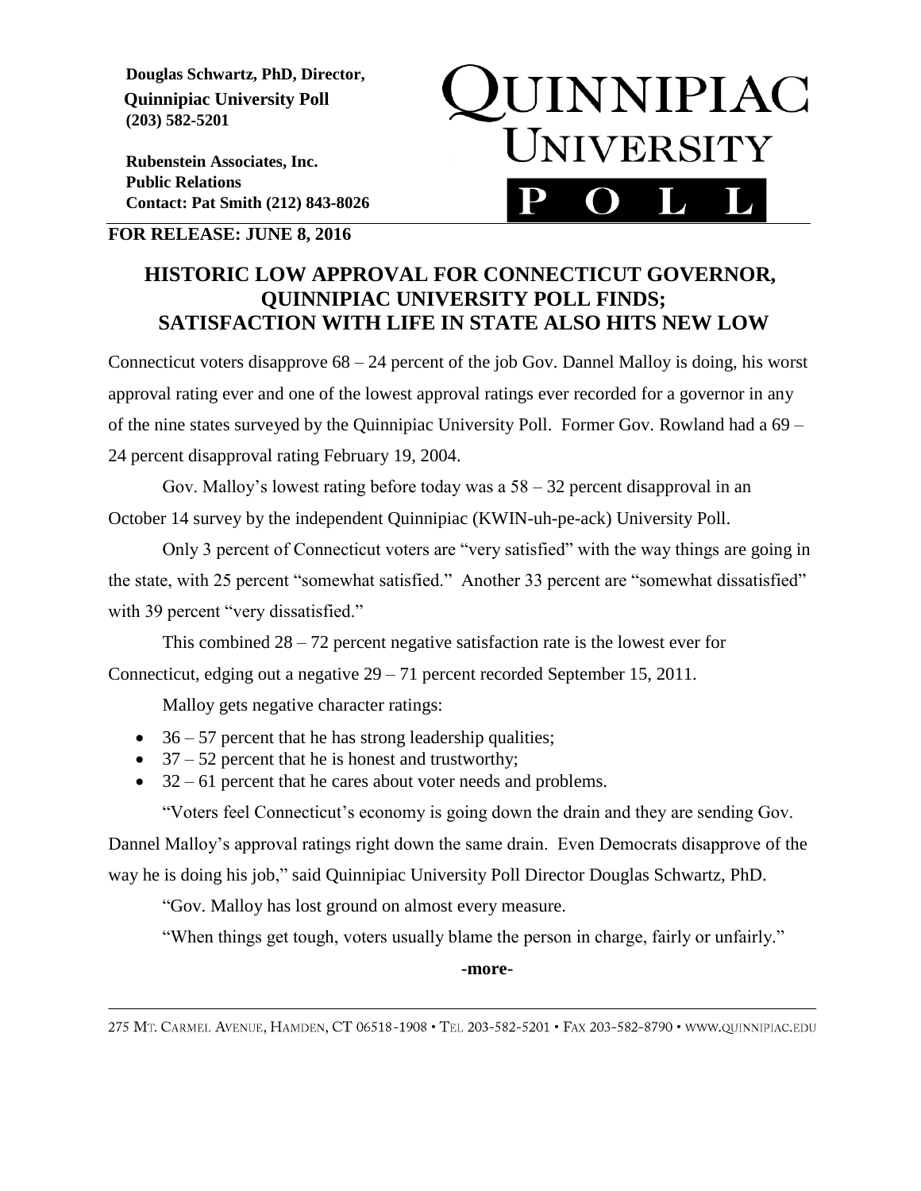**Douglas Schwartz, PhD, Director,**
**Quinnipiac University Poll**
**(203) 582-5201**

**Rubenstein Associates, Inc.**
**Public Relations**
**Contact: Pat Smith (212) 843-8026**

QUINNIPIAC UNIVERSITY POLL

**FOR RELEASE: JUNE 8, 2016**

## HISTORIC LOW APPROVAL FOR CONNECTICUT GOVERNOR, QUINNIPIAC UNIVERSITY POLL FINDS; SATISFACTION WITH LIFE IN STATE ALSO HITS NEW LOW

Connecticut voters disapprove 68 – 24 percent of the job Gov. Dannel Malloy is doing, his worst approval rating ever and one of the lowest approval ratings ever recorded for a governor in any of the nine states surveyed by the Quinnipiac University Poll. Former Gov. Rowland had a 69 – 24 percent disapproval rating February 19, 2004.

Gov. Malloy's lowest rating before today was a 58 – 32 percent disapproval in an October 14 survey by the independent Quinnipiac (KWIN-uh-pe-ack) University Poll.

Only 3 percent of Connecticut voters are "very satisfied" with the way things are going in the state, with 25 percent "somewhat satisfied." Another 33 percent are "somewhat dissatisfied" with 39 percent "very dissatisfied."

This combined 28 – 72 percent negative satisfaction rate is the lowest ever for Connecticut, edging out a negative 29 – 71 percent recorded September 15, 2011.

Malloy gets negative character ratings:

- 36 – 57 percent that he has strong leadership qualities;
- 37 – 52 percent that he is honest and trustworthy;
- 32 – 61 percent that he cares about voter needs and problems.

"Voters feel Connecticut's economy is going down the drain and they are sending Gov. Dannel Malloy's approval ratings right down the same drain. Even Democrats disapprove of the way he is doing his job," said Quinnipiac University Poll Director Douglas Schwartz, PhD.

"Gov. Malloy has lost ground on almost every measure.

"When things get tough, voters usually blame the person in charge, fairly or unfairly."

**-more-**

275 MT. CARMEL AVENUE, HAMDEN, CT 06518-1908 • TEL 203-582-5201 • FAX 203-582-8790 • WWW.QUINNIPIAC.EDU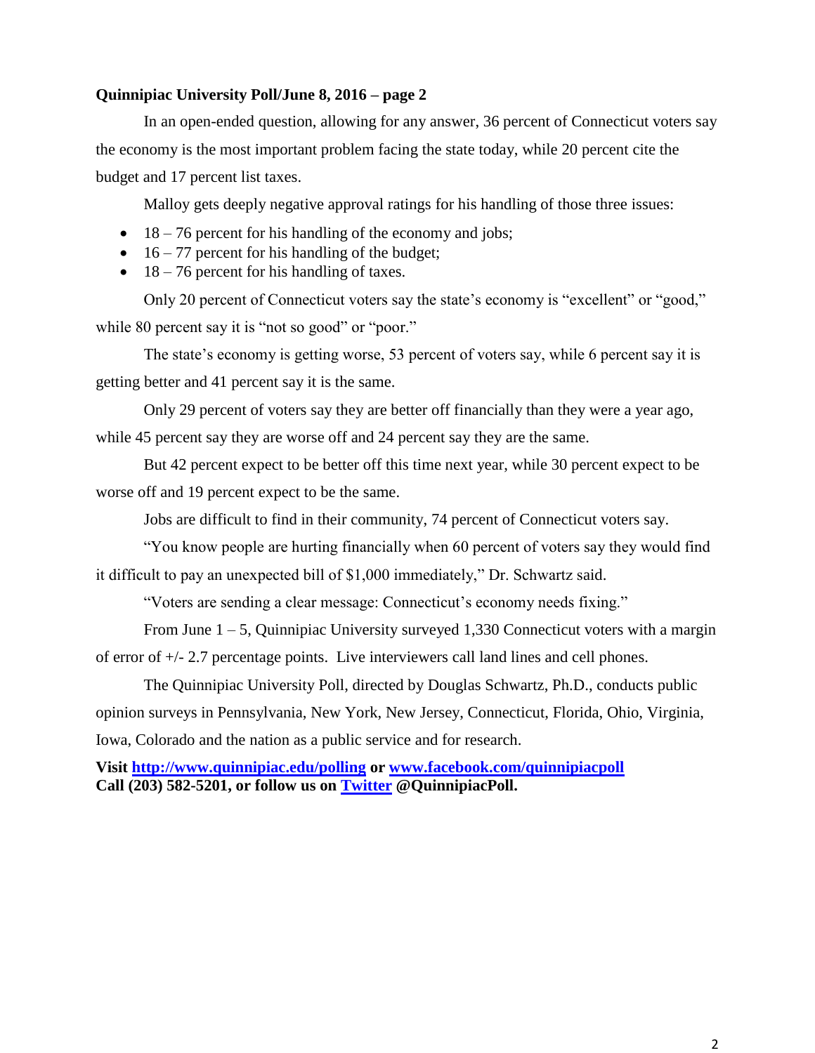**Quinnipiac University Poll/June 8, 2016 – page 2**

In an open-ended question, allowing for any answer, 36 percent of Connecticut voters say the economy is the most important problem facing the state today, while 20 percent cite the budget and 17 percent list taxes.

Malloy gets deeply negative approval ratings for his handling of those three issues:

- 18 – 76 percent for his handling of the economy and jobs;
- 16 – 77 percent for his handling of the budget;
- 18 – 76 percent for his handling of taxes.

Only 20 percent of Connecticut voters say the state's economy is "excellent" or "good," while 80 percent say it is "not so good" or "poor."

The state's economy is getting worse, 53 percent of voters say, while 6 percent say it is getting better and 41 percent say it is the same.

Only 29 percent of voters say they are better off financially than they were a year ago, while 45 percent say they are worse off and 24 percent say they are the same.

But 42 percent expect to be better off this time next year, while 30 percent expect to be worse off and 19 percent expect to be the same.

Jobs are difficult to find in their community, 74 percent of Connecticut voters say.

"You know people are hurting financially when 60 percent of voters say they would find it difficult to pay an unexpected bill of $1,000 immediately," Dr. Schwartz said.

"Voters are sending a clear message: Connecticut's economy needs fixing."

From June 1 – 5, Quinnipiac University surveyed 1,330 Connecticut voters with a margin of error of +/- 2.7 percentage points. Live interviewers call land lines and cell phones.

The Quinnipiac University Poll, directed by Douglas Schwartz, Ph.D., conducts public opinion surveys in Pennsylvania, New York, New Jersey, Connecticut, Florida, Ohio, Virginia, Iowa, Colorado and the nation as a public service and for research.

**Visit [http://www.quinnipiac.edu/polling](http://www.quinnipiac.edu/polling) or [www.facebook.com/quinnipiacpoll](http://www.facebook.com/quinnipiacpoll)**
**Call (203) 582-5201, or follow us on [Twitter](https://twitter.com/QuinnipiacPoll) @QuinnipiacPoll.**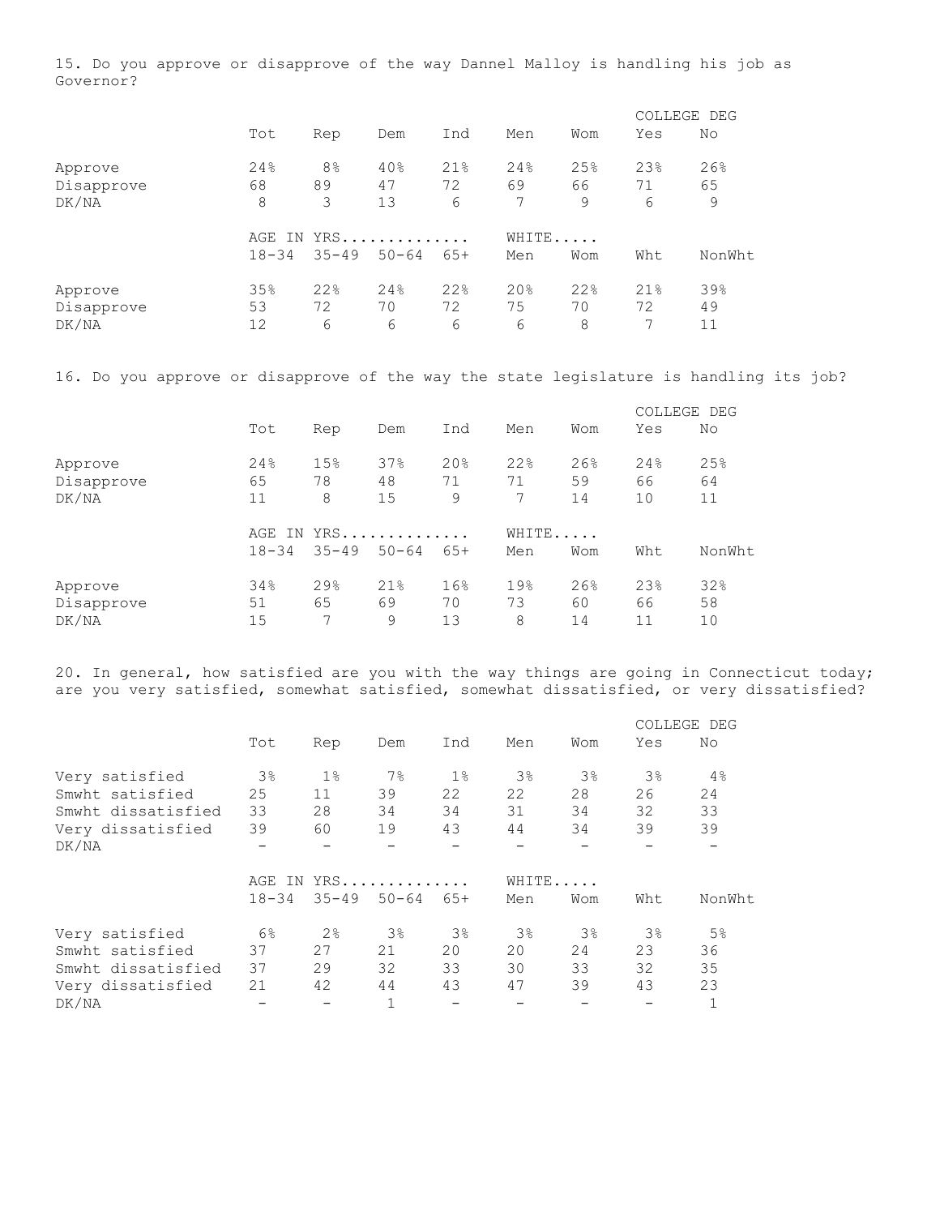15. Do you approve or disapprove of the way Dannel Malloy is handling his job as Governor?

| | Tot | Rep | Dem | Ind | Men | Wom | COLLEGE DEG Yes | No |
|---|---|---|---|---|---|---|---|---|
| Approve | 24% | 8% | 40% | 21% | 24% | 25% | 23% | 26% |
| Disapprove | 68 | 89 | 47 | 72 | 69 | 66 | 71 | 65 |
| DK/NA | 8 | 3 | 13 | 6 | 7 | 9 | 6 | 9 |

| | AGE IN YRS.............. 18-34 | 35-49 | 50-64 | 65+ | WHITE..... Men | Wom | Wht | NonWht |
|---|---|---|---|---|---|---|---|---|
| Approve | 35% | 22% | 24% | 22% | 20% | 22% | 21% | 39% |
| Disapprove | 53 | 72 | 70 | 72 | 75 | 70 | 72 | 49 |
| DK/NA | 12 | 6 | 6 | 6 | 6 | 8 | 7 | 11 |

16. Do you approve or disapprove of the way the state legislature is handling its job?

| | Tot | Rep | Dem | Ind | Men | Wom | COLLEGE DEG Yes | No |
|---|---|---|---|---|---|---|---|---|
| Approve | 24% | 15% | 37% | 20% | 22% | 26% | 24% | 25% |
| Disapprove | 65 | 78 | 48 | 71 | 71 | 59 | 66 | 64 |
| DK/NA | 11 | 8 | 15 | 9 | 7 | 14 | 10 | 11 |

| | AGE IN YRS.............. 18-34 | 35-49 | 50-64 | 65+ | WHITE..... Men | Wom | Wht | NonWht |
|---|---|---|---|---|---|---|---|---|
| Approve | 34% | 29% | 21% | 16% | 19% | 26% | 23% | 32% |
| Disapprove | 51 | 65 | 69 | 70 | 73 | 60 | 66 | 58 |
| DK/NA | 15 | 7 | 9 | 13 | 8 | 14 | 11 | 10 |

20. In general, how satisfied are you with the way things are going in Connecticut today; are you very satisfied, somewhat satisfied, somewhat dissatisfied, or very dissatisfied?

| | Tot | Rep | Dem | Ind | Men | Wom | COLLEGE DEG Yes | No |
|---|---|---|---|---|---|---|---|---|
| Very satisfied | 3% | 1% | 7% | 1% | 3% | 3% | 3% | 4% |
| Smwht satisfied | 25 | 11 | 39 | 22 | 22 | 28 | 26 | 24 |
| Smwht dissatisfied | 33 | 28 | 34 | 34 | 31 | 34 | 32 | 33 |
| Very dissatisfied | 39 | 60 | 19 | 43 | 44 | 34 | 39 | 39 |
| DK/NA | - | - | - | - | - | - | - | - |

| | AGE IN YRS.............. 18-34 | 35-49 | 50-64 | 65+ | WHITE..... Men | Wom | Wht | NonWht |
|---|---|---|---|---|---|---|---|---|
| Very satisfied | 6% | 2% | 3% | 3% | 3% | 3% | 3% | 5% |
| Smwht satisfied | 37 | 27 | 21 | 20 | 20 | 24 | 23 | 36 |
| Smwht dissatisfied | 37 | 29 | 32 | 33 | 30 | 33 | 32 | 35 |
| Very dissatisfied | 21 | 42 | 44 | 43 | 47 | 39 | 43 | 23 |
| DK/NA | - | - | 1 | - | - | - | - | 1 |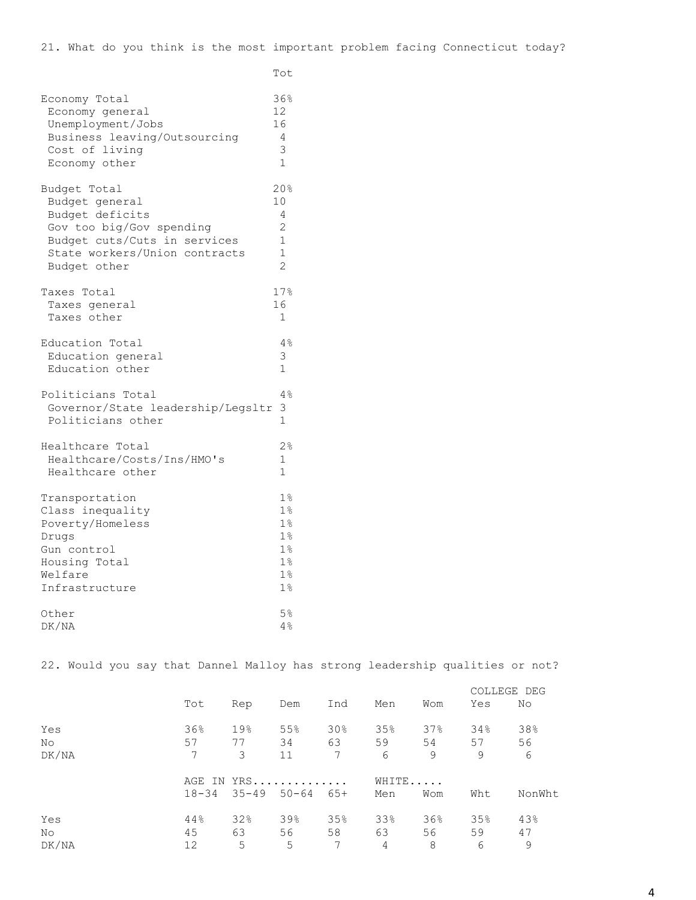21. What do you think is the most important problem facing Connecticut today?

| | Tot |
|---|---|
| Economy Total | 36% |
| Economy general | 12 |
| Unemployment/Jobs | 16 |
| Business leaving/Outsourcing | 4 |
| Cost of living | 3 |
| Economy other | 1 |
| | |
| Budget Total | 20% |
| Budget general | 10 |
| Budget deficits | 4 |
| Gov too big/Gov spending | 2 |
| Budget cuts/Cuts in services | 1 |
| State workers/Union contracts | 1 |
| Budget other | 2 |
| | |
| Taxes Total | 17% |
| Taxes general | 16 |
| Taxes other | 1 |
| | |
| Education Total | 4% |
| Education general | 3 |
| Education other | 1 |
| | |
| Politicians Total | 4% |
| Governor/State leadership/Legsltr | 3 |
| Politicians other | 1 |
| | |
| Healthcare Total | 2% |
| Healthcare/Costs/Ins/HMO's | 1 |
| Healthcare other | 1 |
| | |
| Transportation | 1% |
| Class inequality | 1% |
| Poverty/Homeless | 1% |
| Drugs | 1% |
| Gun control | 1% |
| Housing Total | 1% |
| Welfare | 1% |
| Infrastructure | 1% |
| | |
| Other | 5% |
| DK/NA | 4% |

22. Would you say that Dannel Malloy has strong leadership qualities or not?

| | | | | | | | COLLEGE DEG | |
|---|---|---|---|---|---|---|---|---|
| | Tot | Rep | Dem | Ind | Men | Wom | Yes | No |
| Yes | 36% | 19% | 55% | 30% | 35% | 37% | 34% | 38% |
| No | 57 | 77 | 34 | 63 | 59 | 54 | 57 | 56 |
| DK/NA | 7 | 3 | 11 | 7 | 6 | 9 | 9 | 6 |

| | AGE IN YRS.............. | | | | WHITE..... | | | |
|---|---|---|---|---|---|---|---|---|
| | 18-34 | 35-49 | 50-64 | 65+ | Men | Wom | Wht | NonWht |
| Yes | 44% | 32% | 39% | 35% | 33% | 36% | 35% | 43% |
| No | 45 | 63 | 56 | 58 | 63 | 56 | 59 | 47 |
| DK/NA | 12 | 5 | 5 | 7 | 4 | 8 | 6 | 9 |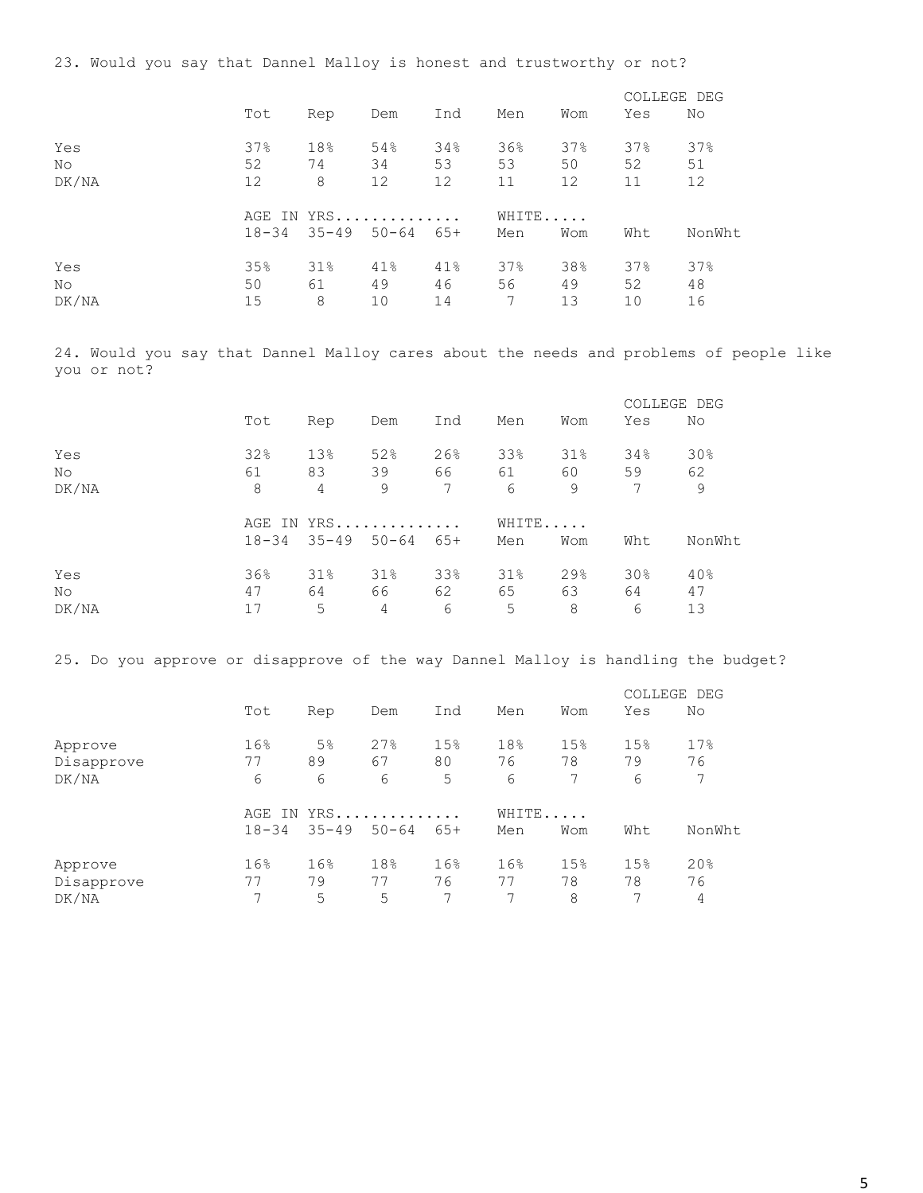23. Would you say that Dannel Malloy is honest and trustworthy or not?

| | Tot | Rep | Dem | Ind | Men | Wom | COLLEGE DEG Yes | COLLEGE DEG No |
|---|---|---|---|---|---|---|---|---|
| Yes | 37% | 18% | 54% | 34% | 36% | 37% | 37% | 37% |
| No | 52 | 74 | 34 | 53 | 53 | 50 | 52 | 51 |
| DK/NA | 12 | 8 | 12 | 12 | 11 | 12 | 11 | 12 |

| | AGE IN YRS 18-34 | 35-49 | 50-64 | 65+ | WHITE Men | WHITE Wom | Wht | NonWht |
|---|---|---|---|---|---|---|---|---|
| Yes | 35% | 31% | 41% | 41% | 37% | 38% | 37% | 37% |
| No | 50 | 61 | 49 | 46 | 56 | 49 | 52 | 48 |
| DK/NA | 15 | 8 | 10 | 14 | 7 | 13 | 10 | 16 |

24. Would you say that Dannel Malloy cares about the needs and problems of people like you or not?

| | Tot | Rep | Dem | Ind | Men | Wom | COLLEGE DEG Yes | COLLEGE DEG No |
|---|---|---|---|---|---|---|---|---|
| Yes | 32% | 13% | 52% | 26% | 33% | 31% | 34% | 30% |
| No | 61 | 83 | 39 | 66 | 61 | 60 | 59 | 62 |
| DK/NA | 8 | 4 | 9 | 7 | 6 | 9 | 7 | 9 |

| | AGE IN YRS 18-34 | 35-49 | 50-64 | 65+ | WHITE Men | WHITE Wom | Wht | NonWht |
|---|---|---|---|---|---|---|---|---|
| Yes | 36% | 31% | 31% | 33% | 31% | 29% | 30% | 40% |
| No | 47 | 64 | 66 | 62 | 65 | 63 | 64 | 47 |
| DK/NA | 17 | 5 | 4 | 6 | 5 | 8 | 6 | 13 |

25. Do you approve or disapprove of the way Dannel Malloy is handling the budget?

| | Tot | Rep | Dem | Ind | Men | Wom | COLLEGE DEG Yes | COLLEGE DEG No |
|---|---|---|---|---|---|---|---|---|
| Approve | 16% | 5% | 27% | 15% | 18% | 15% | 15% | 17% |
| Disapprove | 77 | 89 | 67 | 80 | 76 | 78 | 79 | 76 |
| DK/NA | 6 | 6 | 6 | 5 | 6 | 7 | 6 | 7 |

| | AGE IN YRS 18-34 | 35-49 | 50-64 | 65+ | WHITE Men | WHITE Wom | Wht | NonWht |
|---|---|---|---|---|---|---|---|---|
| Approve | 16% | 16% | 18% | 16% | 16% | 15% | 15% | 20% |
| Disapprove | 77 | 79 | 77 | 76 | 77 | 78 | 78 | 76 |
| DK/NA | 7 | 5 | 5 | 7 | 7 | 8 | 7 | 4 |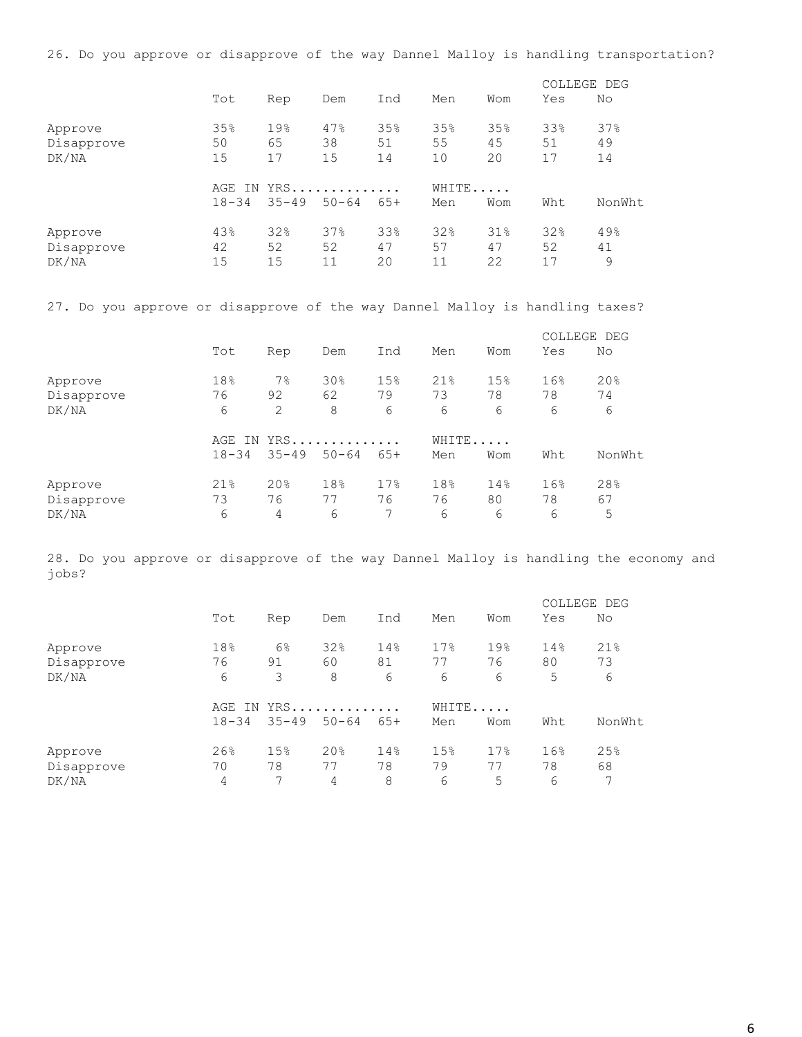26. Do you approve or disapprove of the way Dannel Malloy is handling transportation?

| | Tot | Rep | Dem | Ind | Men | Wom | COLLEGE DEG Yes | COLLEGE DEG No |
|---|---|---|---|---|---|---|---|---|
| Approve | 35% | 19% | 47% | 35% | 35% | 35% | 33% | 37% |
| Disapprove | 50 | 65 | 38 | 51 | 55 | 45 | 51 | 49 |
| DK/NA | 15 | 17 | 15 | 14 | 10 | 20 | 17 | 14 |

| | AGE IN YRS 18-34 | AGE IN YRS 35-49 | AGE IN YRS 50-64 | AGE IN YRS 65+ | WHITE Men | WHITE Wom | Wht | NonWht |
|---|---|---|---|---|---|---|---|---|
| Approve | 43% | 32% | 37% | 33% | 32% | 31% | 32% | 49% |
| Disapprove | 42 | 52 | 52 | 47 | 57 | 47 | 52 | 41 |
| DK/NA | 15 | 15 | 11 | 20 | 11 | 22 | 17 | 9 |

27. Do you approve or disapprove of the way Dannel Malloy is handling taxes?

| | Tot | Rep | Dem | Ind | Men | Wom | COLLEGE DEG Yes | COLLEGE DEG No |
|---|---|---|---|---|---|---|---|---|
| Approve | 18% | 7% | 30% | 15% | 21% | 15% | 16% | 20% |
| Disapprove | 76 | 92 | 62 | 79 | 73 | 78 | 78 | 74 |
| DK/NA | 6 | 2 | 8 | 6 | 6 | 6 | 6 | 6 |

| | AGE IN YRS 18-34 | AGE IN YRS 35-49 | AGE IN YRS 50-64 | AGE IN YRS 65+ | WHITE Men | WHITE Wom | Wht | NonWht |
|---|---|---|---|---|---|---|---|---|
| Approve | 21% | 20% | 18% | 17% | 18% | 14% | 16% | 28% |
| Disapprove | 73 | 76 | 77 | 76 | 76 | 80 | 78 | 67 |
| DK/NA | 6 | 4 | 6 | 7 | 6 | 6 | 6 | 5 |

28. Do you approve or disapprove of the way Dannel Malloy is handling the economy and jobs?

| | Tot | Rep | Dem | Ind | Men | Wom | COLLEGE DEG Yes | COLLEGE DEG No |
|---|---|---|---|---|---|---|---|---|
| Approve | 18% | 6% | 32% | 14% | 17% | 19% | 14% | 21% |
| Disapprove | 76 | 91 | 60 | 81 | 77 | 76 | 80 | 73 |
| DK/NA | 6 | 3 | 8 | 6 | 6 | 6 | 5 | 6 |

| | AGE IN YRS 18-34 | AGE IN YRS 35-49 | AGE IN YRS 50-64 | AGE IN YRS 65+ | WHITE Men | WHITE Wom | Wht | NonWht |
|---|---|---|---|---|---|---|---|---|
| Approve | 26% | 15% | 20% | 14% | 15% | 17% | 16% | 25% |
| Disapprove | 70 | 78 | 77 | 78 | 79 | 77 | 78 | 68 |
| DK/NA | 4 | 7 | 4 | 8 | 6 | 5 | 6 | 7 |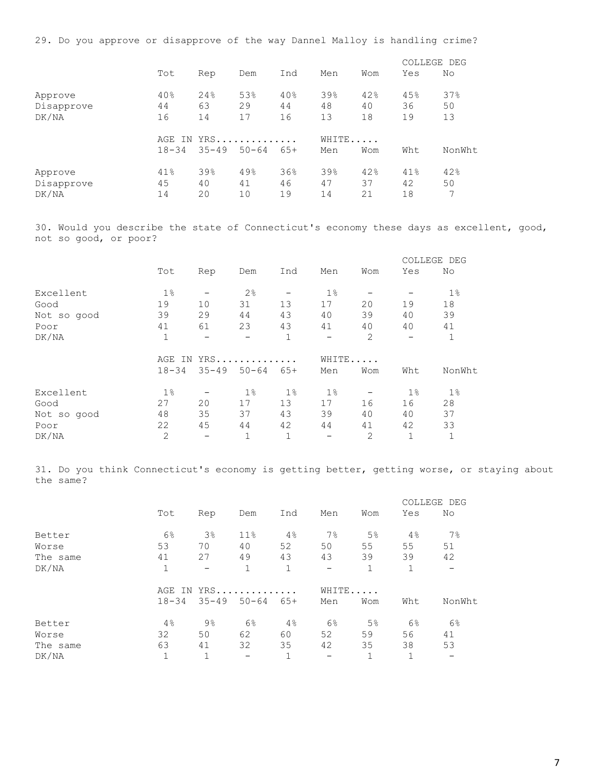29. Do you approve or disapprove of the way Dannel Malloy is handling crime?

| | Tot | Rep | Dem | Ind | Men | Wom | COLLEGE DEG Yes | No |
|---|---|---|---|---|---|---|---|---|
| Approve | 40% | 24% | 53% | 40% | 39% | 42% | 45% | 37% |
| Disapprove | 44 | 63 | 29 | 44 | 48 | 40 | 36 | 50 |
| DK/NA | 16 | 14 | 17 | 16 | 13 | 18 | 19 | 13 |

| | AGE IN YRS 18-34 | 35-49 | 50-64 | 65+ | WHITE Men | Wom | Wht | NonWht |
|---|---|---|---|---|---|---|---|---|
| Approve | 41% | 39% | 49% | 36% | 39% | 42% | 41% | 42% |
| Disapprove | 45 | 40 | 41 | 46 | 47 | 37 | 42 | 50 |
| DK/NA | 14 | 20 | 10 | 19 | 14 | 21 | 18 | 7 |

30. Would you describe the state of Connecticut's economy these days as excellent, good, not so good, or poor?

| | Tot | Rep | Dem | Ind | Men | Wom | COLLEGE DEG Yes | No |
|---|---|---|---|---|---|---|---|---|
| Excellent | 1% | - | 2% | - | 1% | - | - | 1% |
| Good | 19 | 10 | 31 | 13 | 17 | 20 | 19 | 18 |
| Not so good | 39 | 29 | 44 | 43 | 40 | 39 | 40 | 39 |
| Poor | 41 | 61 | 23 | 43 | 41 | 40 | 40 | 41 |
| DK/NA | 1 | - | - | 1 | - | 2 | - | 1 |

| | AGE IN YRS 18-34 | 35-49 | 50-64 | 65+ | WHITE Men | Wom | Wht | NonWht |
|---|---|---|---|---|---|---|---|---|
| Excellent | 1% | - | 1% | 1% | 1% | - | 1% | 1% |
| Good | 27 | 20 | 17 | 13 | 17 | 16 | 16 | 28 |
| Not so good | 48 | 35 | 37 | 43 | 39 | 40 | 40 | 37 |
| Poor | 22 | 45 | 44 | 42 | 44 | 41 | 42 | 33 |
| DK/NA | 2 | - | 1 | 1 | - | 2 | 1 | 1 |

31. Do you think Connecticut's economy is getting better, getting worse, or staying about the same?

| | Tot | Rep | Dem | Ind | Men | Wom | COLLEGE DEG Yes | No |
|---|---|---|---|---|---|---|---|---|
| Better | 6% | 3% | 11% | 4% | 7% | 5% | 4% | 7% |
| Worse | 53 | 70 | 40 | 52 | 50 | 55 | 55 | 51 |
| The same | 41 | 27 | 49 | 43 | 43 | 39 | 39 | 42 |
| DK/NA | 1 | - | 1 | 1 | - | 1 | 1 | - |

| | AGE IN YRS 18-34 | 35-49 | 50-64 | 65+ | WHITE Men | Wom | Wht | NonWht |
|---|---|---|---|---|---|---|---|---|
| Better | 4% | 9% | 6% | 4% | 6% | 5% | 6% | 6% |
| Worse | 32 | 50 | 62 | 60 | 52 | 59 | 56 | 41 |
| The same | 63 | 41 | 32 | 35 | 42 | 35 | 38 | 53 |
| DK/NA | 1 | 1 | - | 1 | - | 1 | 1 | - |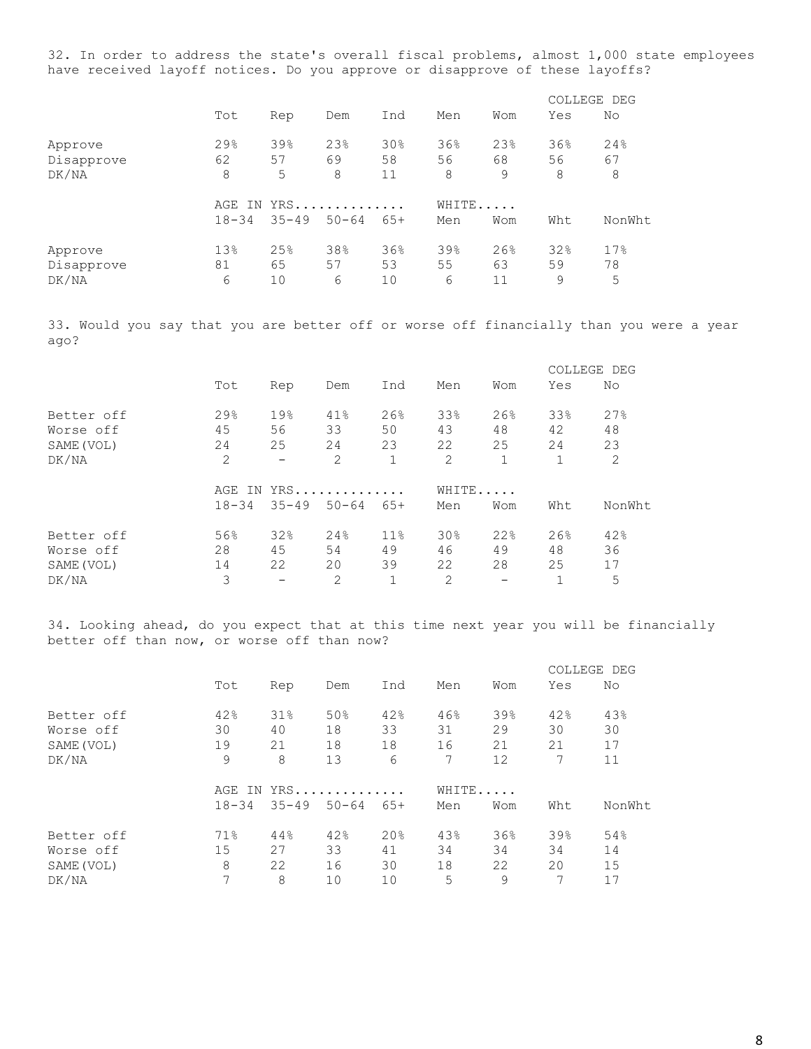32. In order to address the state's overall fiscal problems, almost 1,000 state employees have received layoff notices. Do you approve or disapprove of these layoffs?

| | Tot | Rep | Dem | Ind | Men | Wom | COLLEGE DEG Yes | COLLEGE DEG No |
|---|---|---|---|---|---|---|---|---|
| Approve | 29% | 39% | 23% | 30% | 36% | 23% | 36% | 24% |
| Disapprove | 62 | 57 | 69 | 58 | 56 | 68 | 56 | 67 |
| DK/NA | 8 | 5 | 8 | 11 | 8 | 9 | 8 | 8 |

| | AGE IN YRS 18-34 | 35-49 | 50-64 | 65+ | WHITE Men | WHITE Wom | Wht | NonWht |
|---|---|---|---|---|---|---|---|---|
| Approve | 13% | 25% | 38% | 36% | 39% | 26% | 32% | 17% |
| Disapprove | 81 | 65 | 57 | 53 | 55 | 63 | 59 | 78 |
| DK/NA | 6 | 10 | 6 | 10 | 6 | 11 | 9 | 5 |

33. Would you say that you are better off or worse off financially than you were a year ago?

| | Tot | Rep | Dem | Ind | Men | Wom | COLLEGE DEG Yes | COLLEGE DEG No |
|---|---|---|---|---|---|---|---|---|
| Better off | 29% | 19% | 41% | 26% | 33% | 26% | 33% | 27% |
| Worse off | 45 | 56 | 33 | 50 | 43 | 48 | 42 | 48 |
| SAME(VOL) | 24 | 25 | 24 | 23 | 22 | 25 | 24 | 23 |
| DK/NA | 2 | - | 2 | 1 | 2 | 1 | 1 | 2 |

| | AGE IN YRS 18-34 | 35-49 | 50-64 | 65+ | WHITE Men | WHITE Wom | Wht | NonWht |
|---|---|---|---|---|---|---|---|---|
| Better off | 56% | 32% | 24% | 11% | 30% | 22% | 26% | 42% |
| Worse off | 28 | 45 | 54 | 49 | 46 | 49 | 48 | 36 |
| SAME(VOL) | 14 | 22 | 20 | 39 | 22 | 28 | 25 | 17 |
| DK/NA | 3 | - | 2 | 1 | 2 | - | 1 | 5 |

34. Looking ahead, do you expect that at this time next year you will be financially better off than now, or worse off than now?

| | Tot | Rep | Dem | Ind | Men | Wom | COLLEGE DEG Yes | COLLEGE DEG No |
|---|---|---|---|---|---|---|---|---|
| Better off | 42% | 31% | 50% | 42% | 46% | 39% | 42% | 43% |
| Worse off | 30 | 40 | 18 | 33 | 31 | 29 | 30 | 30 |
| SAME(VOL) | 19 | 21 | 18 | 18 | 16 | 21 | 21 | 17 |
| DK/NA | 9 | 8 | 13 | 6 | 7 | 12 | 7 | 11 |

| | AGE IN YRS 18-34 | 35-49 | 50-64 | 65+ | WHITE Men | WHITE Wom | Wht | NonWht |
|---|---|---|---|---|---|---|---|---|
| Better off | 71% | 44% | 42% | 20% | 43% | 36% | 39% | 54% |
| Worse off | 15 | 27 | 33 | 41 | 34 | 34 | 34 | 14 |
| SAME(VOL) | 8 | 22 | 16 | 30 | 18 | 22 | 20 | 15 |
| DK/NA | 7 | 8 | 10 | 10 | 5 | 9 | 7 | 17 |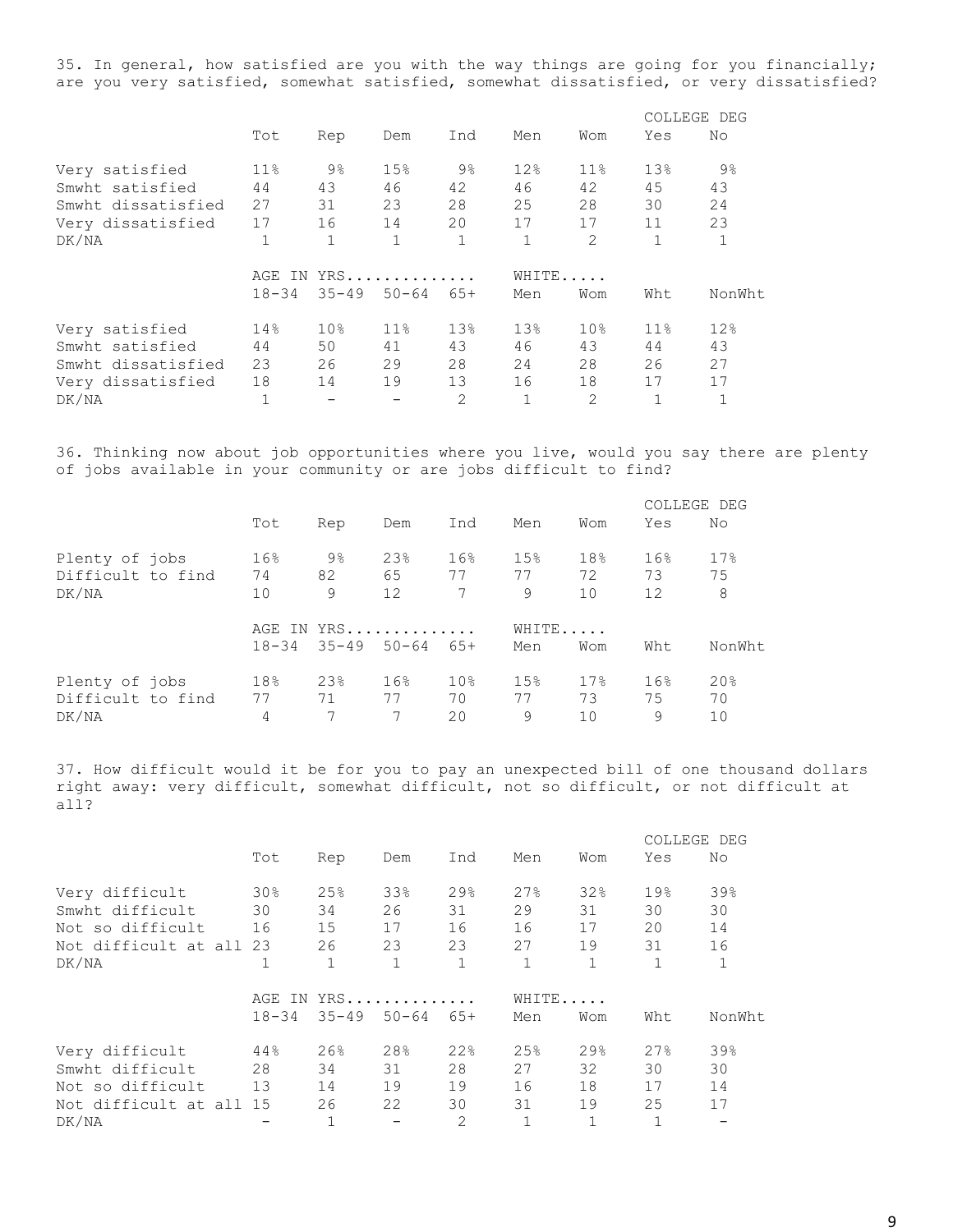35. In general, how satisfied are you with the way things are going for you financially; are you very satisfied, somewhat satisfied, somewhat dissatisfied, or very dissatisfied?

| | Tot | Rep | Dem | Ind | Men | Wom | COLLEGE DEG Yes | No |
|---|---|---|---|---|---|---|---|---|
| Very satisfied | 11% | 9% | 15% | 9% | 12% | 11% | 13% | 9% |
| Smwht satisfied | 44 | 43 | 46 | 42 | 46 | 42 | 45 | 43 |
| Smwht dissatisfied | 27 | 31 | 23 | 28 | 25 | 28 | 30 | 24 |
| Very dissatisfied | 17 | 16 | 14 | 20 | 17 | 17 | 11 | 23 |
| DK/NA | 1 | 1 | 1 | 1 | 1 | 2 | 1 | 1 |

| | AGE IN YRS. 18-34 | 35-49 | 50-64 | 65+ | WHITE..... Men | Wom | Wht | NonWht |
|---|---|---|---|---|---|---|---|---|
| Very satisfied | 14% | 10% | 11% | 13% | 13% | 10% | 11% | 12% |
| Smwht satisfied | 44 | 50 | 41 | 43 | 46 | 43 | 44 | 43 |
| Smwht dissatisfied | 23 | 26 | 29 | 28 | 24 | 28 | 26 | 27 |
| Very dissatisfied | 18 | 14 | 19 | 13 | 16 | 18 | 17 | 17 |
| DK/NA | 1 | - | - | 2 | 1 | 2 | 1 | 1 |

36. Thinking now about job opportunities where you live, would you say there are plenty of jobs available in your community or are jobs difficult to find?

| | Tot | Rep | Dem | Ind | Men | Wom | COLLEGE DEG Yes | No |
|---|---|---|---|---|---|---|---|---|
| Plenty of jobs | 16% | 9% | 23% | 16% | 15% | 18% | 16% | 17% |
| Difficult to find | 74 | 82 | 65 | 77 | 77 | 72 | 73 | 75 |
| DK/NA | 10 | 9 | 12 | 7 | 9 | 10 | 12 | 8 |

| | AGE IN YRS. 18-34 | 35-49 | 50-64 | 65+ | WHITE..... Men | Wom | Wht | NonWht |
|---|---|---|---|---|---|---|---|---|
| Plenty of jobs | 18% | 23% | 16% | 10% | 15% | 17% | 16% | 20% |
| Difficult to find | 77 | 71 | 77 | 70 | 77 | 73 | 75 | 70 |
| DK/NA | 4 | 7 | 7 | 20 | 9 | 10 | 9 | 10 |

37. How difficult would it be for you to pay an unexpected bill of one thousand dollars right away: very difficult, somewhat difficult, not so difficult, or not difficult at all?

| | Tot | Rep | Dem | Ind | Men | Wom | COLLEGE DEG Yes | No |
|---|---|---|---|---|---|---|---|---|
| Very difficult | 30% | 25% | 33% | 29% | 27% | 32% | 19% | 39% |
| Smwht difficult | 30 | 34 | 26 | 31 | 29 | 31 | 30 | 30 |
| Not so difficult | 16 | 15 | 17 | 16 | 16 | 17 | 20 | 14 |
| Not difficult at all | 23 | 26 | 23 | 23 | 27 | 19 | 31 | 16 |
| DK/NA | 1 | 1 | 1 | 1 | 1 | 1 | 1 | 1 |

| | AGE IN YRS. 18-34 | 35-49 | 50-64 | 65+ | WHITE..... Men | Wom | Wht | NonWht |
|---|---|---|---|---|---|---|---|---|
| Very difficult | 44% | 26% | 28% | 22% | 25% | 29% | 27% | 39% |
| Smwht difficult | 28 | 34 | 31 | 28 | 27 | 32 | 30 | 30 |
| Not so difficult | 13 | 14 | 19 | 19 | 16 | 18 | 17 | 14 |
| Not difficult at all | 15 | 26 | 22 | 30 | 31 | 19 | 25 | 17 |
| DK/NA | - | 1 | - | 2 | 1 | 1 | 1 | - |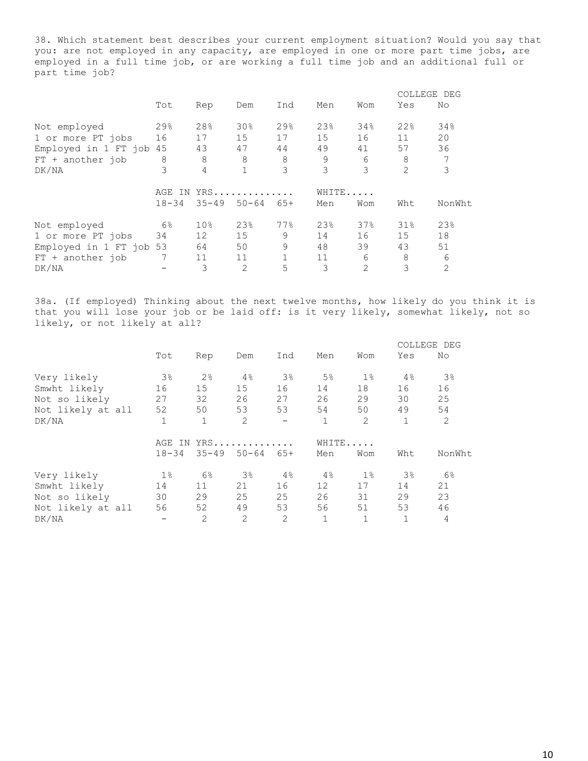38. Which statement best describes your current employment situation? Would you say that you: are not employed in any capacity, are employed in one or more part time jobs, are employed in a full time job, or are working a full time job and an additional full or part time job?

| | Tot | Rep | Dem | Ind | Men | Wom | COLLEGE DEG Yes | No |
|---|---|---|---|---|---|---|---|---|
| Not employed | 29% | 28% | 30% | 29% | 23% | 34% | 22% | 34% |
| 1 or more PT jobs | 16 | 17 | 15 | 17 | 15 | 16 | 11 | 20 |
| Employed in 1 FT job | 45 | 43 | 47 | 44 | 49 | 41 | 57 | 36 |
| FT + another job | 8 | 8 | 8 | 8 | 9 | 6 | 8 | 7 |
| DK/NA | 3 | 4 | 1 | 3 | 3 | 3 | 2 | 3 |

| | AGE IN YRS............. | | | | WHITE..... | | | |
|---|---|---|---|---|---|---|---|---|
| | 18-34 | 35-49 | 50-64 | 65+ | Men | Wom | Wht | NonWht |
| Not employed | 6% | 10% | 23% | 77% | 23% | 37% | 31% | 23% |
| 1 or more PT jobs | 34 | 12 | 15 | 9 | 14 | 16 | 15 | 18 |
| Employed in 1 FT job | 53 | 64 | 50 | 9 | 48 | 39 | 43 | 51 |
| FT + another job | 7 | 11 | 11 | 1 | 11 | 6 | 8 | 6 |
| DK/NA | - | 3 | 2 | 5 | 3 | 2 | 3 | 2 |

38a. (If employed) Thinking about the next twelve months, how likely do you think it is that you will lose your job or be laid off: is it very likely, somewhat likely, not so likely, or not likely at all?

| | Tot | Rep | Dem | Ind | Men | Wom | COLLEGE DEG Yes | No |
|---|---|---|---|---|---|---|---|---|
| Very likely | 3% | 2% | 4% | 3% | 5% | 1% | 4% | 3% |
| Smwht likely | 16 | 15 | 15 | 16 | 14 | 18 | 16 | 16 |
| Not so likely | 27 | 32 | 26 | 27 | 26 | 29 | 30 | 25 |
| Not likely at all | 52 | 50 | 53 | 53 | 54 | 50 | 49 | 54 |
| DK/NA | 1 | 1 | 2 | - | 1 | 2 | 1 | 2 |

| | AGE IN YRS............. | | | | WHITE..... | | | |
|---|---|---|---|---|---|---|---|---|
| | 18-34 | 35-49 | 50-64 | 65+ | Men | Wom | Wht | NonWht |
| Very likely | 1% | 6% | 3% | 4% | 4% | 1% | 3% | 6% |
| Smwht likely | 14 | 11 | 21 | 16 | 12 | 17 | 14 | 21 |
| Not so likely | 30 | 29 | 25 | 25 | 26 | 31 | 29 | 23 |
| Not likely at all | 56 | 52 | 49 | 53 | 56 | 51 | 53 | 46 |
| DK/NA | - | 2 | 2 | 2 | 1 | 1 | 1 | 4 |